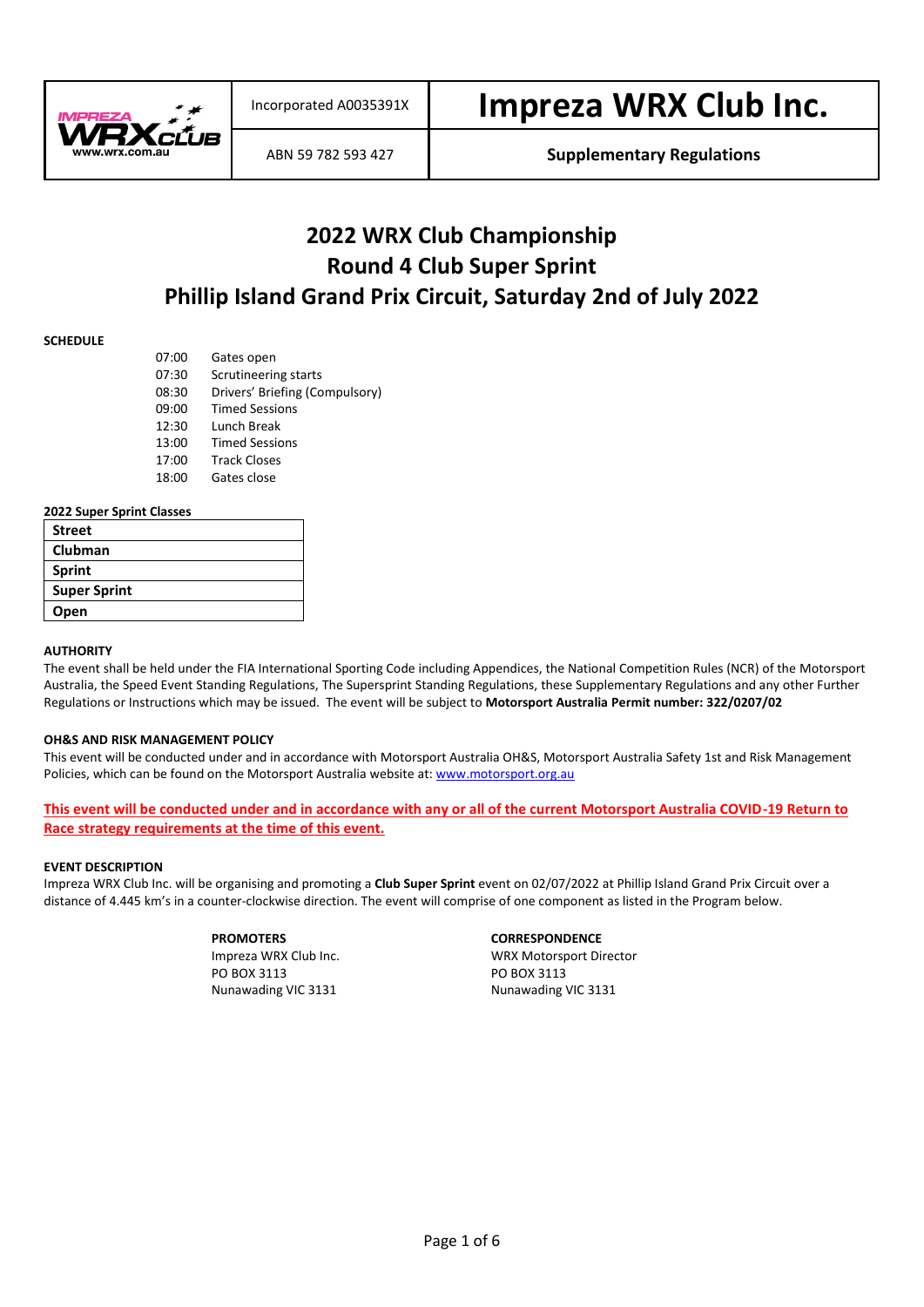| Incorporated A0035391X | **Impreza WRX Club Inc.** |
|---|---|
| ABN 59 782 593 427 | **Supplementary Regulations** |

# 2022 WRX Club Championship
# Round 4 Club Super Sprint
# Phillip Island Grand Prix Circuit, Saturday 2nd of July 2022

**SCHEDULE**

| | |
|---|---|
| 07:00 | Gates open |
| 07:30 | Scrutineering starts |
| 08:30 | Drivers' Briefing (Compulsory) |
| 09:00 | Timed Sessions |
| 12:30 | Lunch Break |
| 13:00 | Timed Sessions |
| 17:00 | Track Closes |
| 18:00 | Gates close |

**2022 Super Sprint Classes**

| |
|---|
| **Street** |
| **Clubman** |
| **Sprint** |
| **Super Sprint** |
| **Open** |

**AUTHORITY**

The event shall be held under the FIA International Sporting Code including Appendices, the National Competition Rules (NCR) of the Motorsport Australia, the Speed Event Standing Regulations, The Supersprint Standing Regulations, these Supplementary Regulations and any other Further Regulations or Instructions which may be issued. The event will be subject to **Motorsport Australia Permit number: 322/0207/02**

**OH&S AND RISK MANAGEMENT POLICY**

This event will be conducted under and in accordance with Motorsport Australia OH&S, Motorsport Australia Safety 1st and Risk Management Policies, which can be found on the Motorsport Australia website at: www.motorsport.org.au

**This event will be conducted under and in accordance with any or all of the current Motorsport Australia COVID-19 Return to Race strategy requirements at the time of this event.**

**EVENT DESCRIPTION**

Impreza WRX Club Inc. will be organising and promoting a **Club Super Sprint** event on 02/07/2022 at Phillip Island Grand Prix Circuit over a distance of 4.445 km's in a counter-clockwise direction. The event will comprise of one component as listed in the Program below.

**PROMOTERS**
Impreza WRX Club Inc.
PO BOX 3113
Nunawading VIC 3131

**CORRESPONDENCE**
WRX Motorsport Director
PO BOX 3113
Nunawading VIC 3131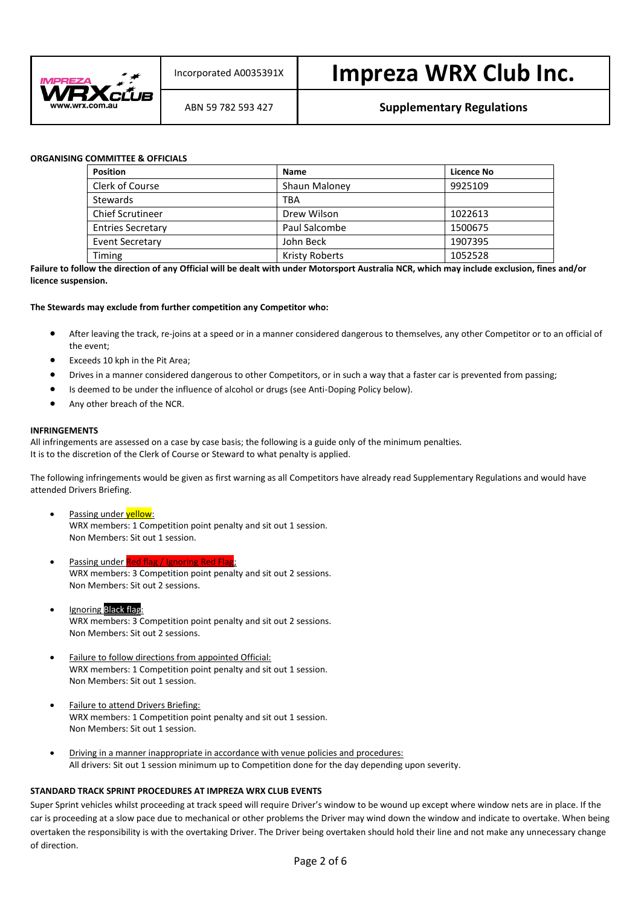| Incorporated A0035391X | Impreza WRX Club Inc. |
|---|---|
| ABN 59 782 593 427 | Supplementary Regulations |

**ORGANISING COMMITTEE & OFFICIALS**

| Position | Name | Licence No |
|---|---|---|
| Clerk of Course | Shaun Maloney | 9925109 |
| Stewards | TBA | |
| Chief Scrutineer | Drew Wilson | 1022613 |
| Entries Secretary | Paul Salcombe | 1500675 |
| Event Secretary | John Beck | 1907395 |
| Timing | Kristy Roberts | 1052528 |

**Failure to follow the direction of any Official will be dealt with under Motorsport Australia NCR, which may include exclusion, fines and/or licence suspension.**

**The Stewards may exclude from further competition any Competitor who:**

- After leaving the track, re-joins at a speed or in a manner considered dangerous to themselves, any other Competitor or to an official of the event;
- Exceeds 10 kph in the Pit Area;
- Drives in a manner considered dangerous to other Competitors, or in such a way that a faster car is prevented from passing;
- Is deemed to be under the influence of alcohol or drugs (see Anti-Doping Policy below).
- Any other breach of the NCR.

**INFRINGEMENTS**

All infringements are assessed on a case by case basis; the following is a guide only of the minimum penalties.
It is to the discretion of the Clerk of Course or Steward to what penalty is applied.

The following infringements would be given as first warning as all Competitors have already read Supplementary Regulations and would have attended Drivers Briefing.

- Passing under yellow:
  WRX members: 1 Competition point penalty and sit out 1 session.
  Non Members: Sit out 1 session.
- Passing under Red flag / Ignoring Red Flag:
  WRX members: 3 Competition point penalty and sit out 2 sessions.
  Non Members: Sit out 2 sessions.
- Ignoring Black flag:
  WRX members: 3 Competition point penalty and sit out 2 sessions.
  Non Members: Sit out 2 sessions.
- Failure to follow directions from appointed Official:
  WRX members: 1 Competition point penalty and sit out 1 session.
  Non Members: Sit out 1 session.
- Failure to attend Drivers Briefing:
  WRX members: 1 Competition point penalty and sit out 1 session.
  Non Members: Sit out 1 session.
- Driving in a manner inappropriate in accordance with venue policies and procedures:
  All drivers: Sit out 1 session minimum up to Competition done for the day depending upon severity.

**STANDARD TRACK SPRINT PROCEDURES AT IMPREZA WRX CLUB EVENTS**

Super Sprint vehicles whilst proceeding at track speed will require Driver's window to be wound up except where window nets are in place. If the car is proceeding at a slow pace due to mechanical or other problems the Driver may wind down the window and indicate to overtake. When being overtaken the responsibility is with the overtaking Driver. The Driver being overtaken should hold their line and not make any unnecessary change of direction.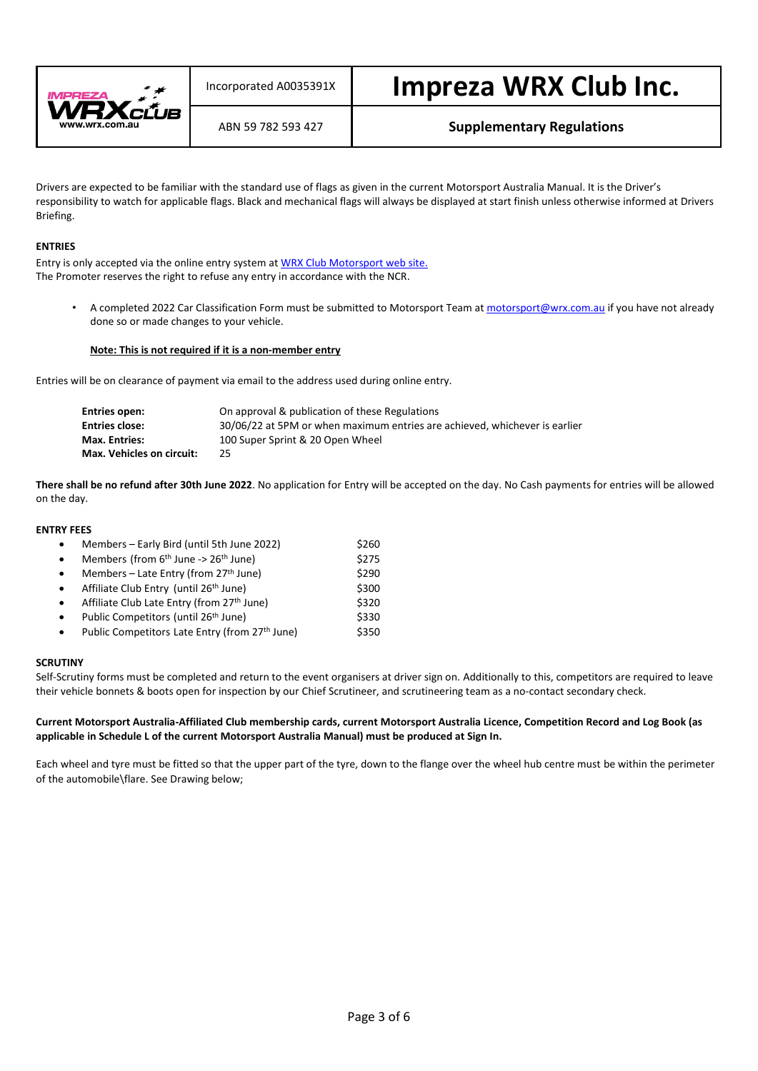Drivers are expected to be familiar with the standard use of flags as given in the current Motorsport Australia Manual. It is the Driver's responsibility to watch for applicable flags. Black and mechanical flags will always be displayed at start finish unless otherwise informed at Drivers Briefing.

**ENTRIES**

Entry is only accepted via the online entry system at [WRX Club Motorsport web site.]()
The Promoter reserves the right to refuse any entry in accordance with the NCR.

- A completed 2022 Car Classification Form must be submitted to Motorsport Team at motorsport@wrx.com.au if you have not already done so or made changes to your vehicle.

  **Note: This is not required if it is a non-member entry**

Entries will be on clearance of payment via email to the address used during online entry.

| | |
|---|---|
| **Entries open:** | On approval & publication of these Regulations |
| **Entries close:** | 30/06/22 at 5PM or when maximum entries are achieved, whichever is earlier |
| **Max. Entries:** | 100 Super Sprint & 20 Open Wheel |
| **Max. Vehicles on circuit:** | 25 |

**There shall be no refund after 30th June 2022**. No application for Entry will be accepted on the day. No Cash payments for entries will be allowed on the day.

**ENTRY FEES**

- Members – Early Bird (until 5th June 2022) $260
- Members (from 6th June -> 26th June) $275
- Members – Late Entry (from 27th June) $290
- Affiliate Club Entry (until 26th June) $300
- Affiliate Club Late Entry (from 27th June) $320
- Public Competitors (until 26th June) $330
- Public Competitors Late Entry (from 27th June) $350

**SCRUTINY**

Self-Scrutiny forms must be completed and return to the event organisers at driver sign on. Additionally to this, competitors are required to leave their vehicle bonnets & boots open for inspection by our Chief Scrutineer, and scrutineering team as a no-contact secondary check.

**Current Motorsport Australia-Affiliated Club membership cards, current Motorsport Australia Licence, Competition Record and Log Book (as applicable in Schedule L of the current Motorsport Australia Manual) must be produced at Sign In.**

Each wheel and tyre must be fitted so that the upper part of the tyre, down to the flange over the wheel hub centre must be within the perimeter of the automobile\flare. See Drawing below;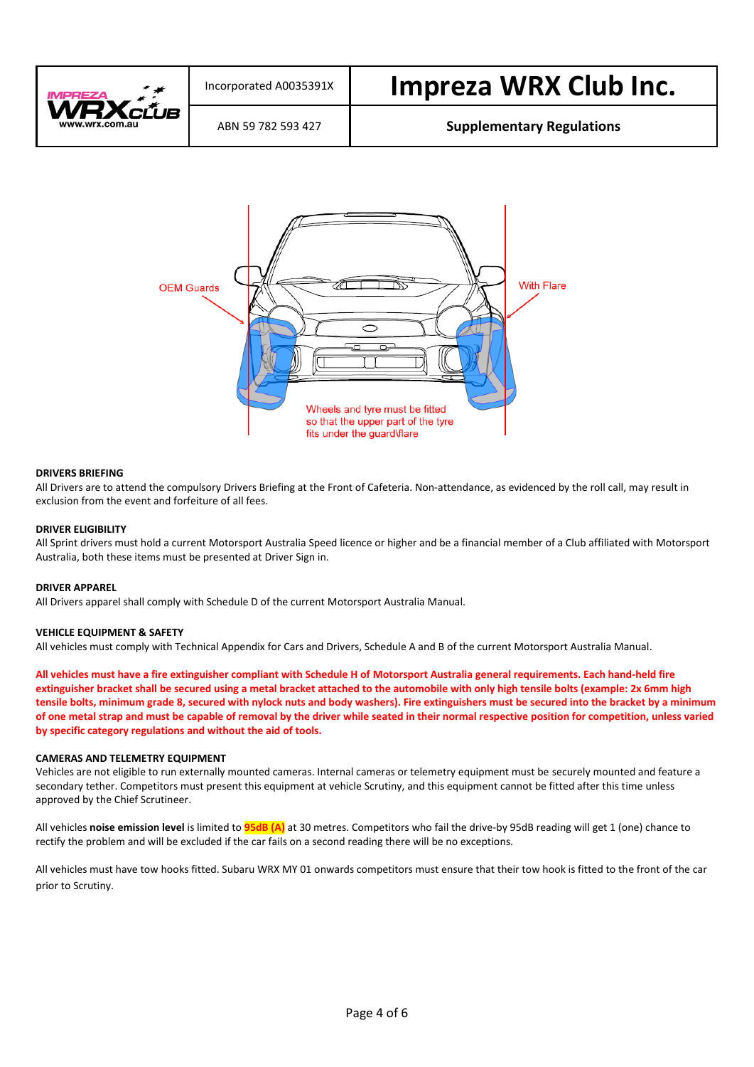| | Incorporated A0035391X | Impreza WRX Club Inc. |
|---|---|---|
| | ABN 59 782 593 427 | Supplementary Regulations |

OEM Guards

With Flare

Wheels and tyre must be fitted so that the upper part of the tyre fits under the guard\flare

**DRIVERS BRIEFING**

All Drivers are to attend the compulsory Drivers Briefing at the Front of Cafeteria. Non-attendance, as evidenced by the roll call, may result in exclusion from the event and forfeiture of all fees.

**DRIVER ELIGIBILITY**

All Sprint drivers must hold a current Motorsport Australia Speed licence or higher and be a financial member of a Club affiliated with Motorsport Australia, both these items must be presented at Driver Sign in.

**DRIVER APPAREL**

All Drivers apparel shall comply with Schedule D of the current Motorsport Australia Manual.

**VEHICLE EQUIPMENT & SAFETY**

All vehicles must comply with Technical Appendix for Cars and Drivers, Schedule A and B of the current Motorsport Australia Manual.

**All vehicles must have a fire extinguisher compliant with Schedule H of Motorsport Australia general requirements. Each hand-held fire extinguisher bracket shall be secured using a metal bracket attached to the automobile with only high tensile bolts (example: 2x 6mm high tensile bolts, minimum grade 8, secured with nylock nuts and body washers). Fire extinguishers must be secured into the bracket by a minimum of one metal strap and must be capable of removal by the driver while seated in their normal respective position for competition, unless varied by specific category regulations and without the aid of tools.**

**CAMERAS AND TELEMETRY EQUIPMENT**

Vehicles are not eligible to run externally mounted cameras. Internal cameras or telemetry equipment must be securely mounted and feature a secondary tether. Competitors must present this equipment at vehicle Scrutiny, and this equipment cannot be fitted after this time unless approved by the Chief Scrutineer.

All vehicles **noise emission level** is limited to **95dB (A)** at 30 metres. Competitors who fail the drive-by 95dB reading will get 1 (one) chance to rectify the problem and will be excluded if the car fails on a second reading there will be no exceptions.

All vehicles must have tow hooks fitted. Subaru WRX MY 01 onwards competitors must ensure that their tow hook is fitted to the front of the car prior to Scrutiny.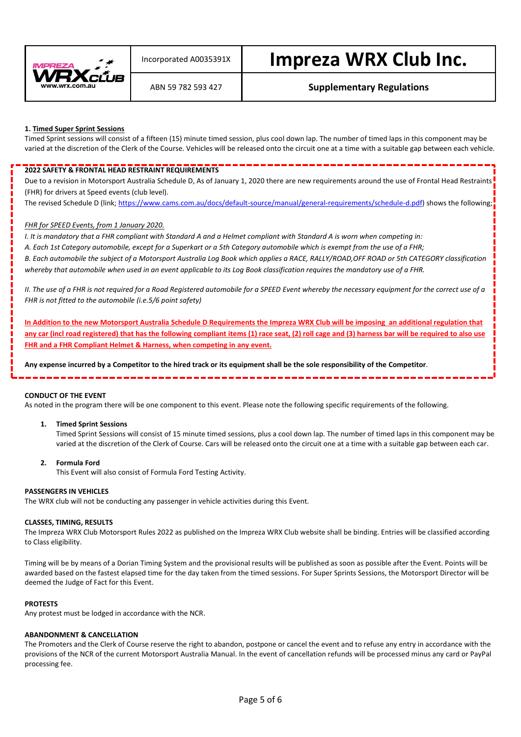| Incorporated A0035391X | **Impreza WRX Club Inc.** |
|---|---|
| ABN 59 782 593 427 | **Supplementary Regulations** |

**1. Timed Super Sprint Sessions**

Timed Sprint sessions will consist of a fifteen (15) minute timed session, plus cool down lap. The number of timed laps in this component may be varied at the discretion of the Clerk of the Course. Vehicles will be released onto the circuit one at a time with a suitable gap between each vehicle.

**2022 SAFETY & FRONTAL HEAD RESTRAINT REQUIREMENTS**

Due to a revision in Motorsport Australia Schedule D, As of January 1, 2020 there are new requirements around the use of Frontal Head Restraints (FHR) for drivers at Speed events (club level).

The revised Schedule D (link; https://www.cams.com.au/docs/default-source/manual/general-requirements/schedule-d.pdf) shows the following;

*FHR for SPEED Events, from 1 January 2020.*

*I. It is mandatory that a FHR compliant with Standard A and a Helmet compliant with Standard A is worn when competing in:*

*A. Each 1st Category automobile, except for a Superkart or a 5th Category automobile which is exempt from the use of a FHR;*

*B. Each automobile the subject of a Motorsport Australia Log Book which applies a RACE, RALLY/ROAD,OFF ROAD or 5th CATEGORY classification whereby that automobile when used in an event applicable to its Log Book classification requires the mandatory use of a FHR.*

*II. The use of a FHR is not required for a Road Registered automobile for a SPEED Event whereby the necessary equipment for the correct use of a FHR is not fitted to the automobile (i.e.5/6 point safety)*

**In Addition to the new Motorsport Australia Schedule D Requirements the Impreza WRX Club will be imposing an additional regulation that any car (incl road registered) that has the following compliant items (1) race seat, (2) roll cage and (3) harness bar will be required to also use FHR and a FHR Compliant Helmet & Harness, when competing in any event.**

**Any expense incurred by a Competitor to the hired track or its equipment shall be the sole responsibility of the Competitor**.

**CONDUCT OF THE EVENT**

As noted in the program there will be one component to this event. Please note the following specific requirements of the following.

1. **Timed Sprint Sessions**
   Timed Sprint Sessions will consist of 15 minute timed sessions, plus a cool down lap. The number of timed laps in this component may be varied at the discretion of the Clerk of Course. Cars will be released onto the circuit one at a time with a suitable gap between each car.

2. **Formula Ford**
   This Event will also consist of Formula Ford Testing Activity.

**PASSENGERS IN VEHICLES**

The WRX club will not be conducting any passenger in vehicle activities during this Event.

**CLASSES, TIMING, RESULTS**

The Impreza WRX Club Motorsport Rules 2022 as published on the Impreza WRX Club website shall be binding. Entries will be classified according to Class eligibility.

Timing will be by means of a Dorian Timing System and the provisional results will be published as soon as possible after the Event. Points will be awarded based on the fastest elapsed time for the day taken from the timed sessions. For Super Sprints Sessions, the Motorsport Director will be deemed the Judge of Fact for this Event.

**PROTESTS**

Any protest must be lodged in accordance with the NCR.

**ABANDONMENT & CANCELLATION**

The Promoters and the Clerk of Course reserve the right to abandon, postpone or cancel the event and to refuse any entry in accordance with the provisions of the NCR of the current Motorsport Australia Manual. In the event of cancellation refunds will be processed minus any card or PayPal processing fee.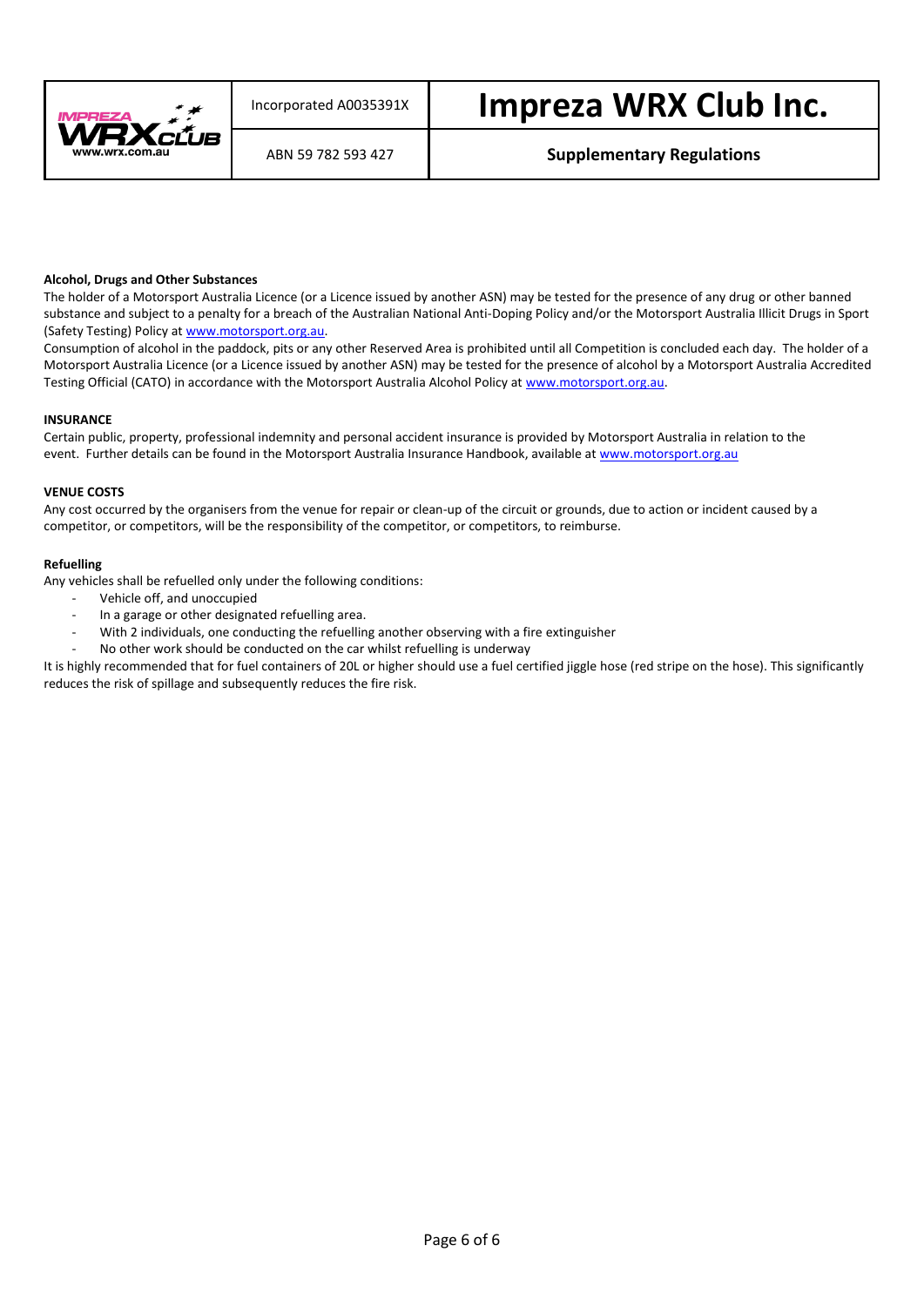**Alcohol, Drugs and Other Substances**

The holder of a Motorsport Australia Licence (or a Licence issued by another ASN) may be tested for the presence of any drug or other banned substance and subject to a penalty for a breach of the Australian National Anti-Doping Policy and/or the Motorsport Australia Illicit Drugs in Sport (Safety Testing) Policy at www.motorsport.org.au.

Consumption of alcohol in the paddock, pits or any other Reserved Area is prohibited until all Competition is concluded each day. The holder of a Motorsport Australia Licence (or a Licence issued by another ASN) may be tested for the presence of alcohol by a Motorsport Australia Accredited Testing Official (CATO) in accordance with the Motorsport Australia Alcohol Policy at www.motorsport.org.au.

**INSURANCE**

Certain public, property, professional indemnity and personal accident insurance is provided by Motorsport Australia in relation to the event. Further details can be found in the Motorsport Australia Insurance Handbook, available at www.motorsport.org.au

**VENUE COSTS**

Any cost occurred by the organisers from the venue for repair or clean-up of the circuit or grounds, due to action or incident caused by a competitor, or competitors, will be the responsibility of the competitor, or competitors, to reimburse.

**Refuelling**

Any vehicles shall be refuelled only under the following conditions:

- Vehicle off, and unoccupied
- In a garage or other designated refuelling area.
- With 2 individuals, one conducting the refuelling another observing with a fire extinguisher
- No other work should be conducted on the car whilst refuelling is underway

It is highly recommended that for fuel containers of 20L or higher should use a fuel certified jiggle hose (red stripe on the hose). This significantly reduces the risk of spillage and subsequently reduces the fire risk.